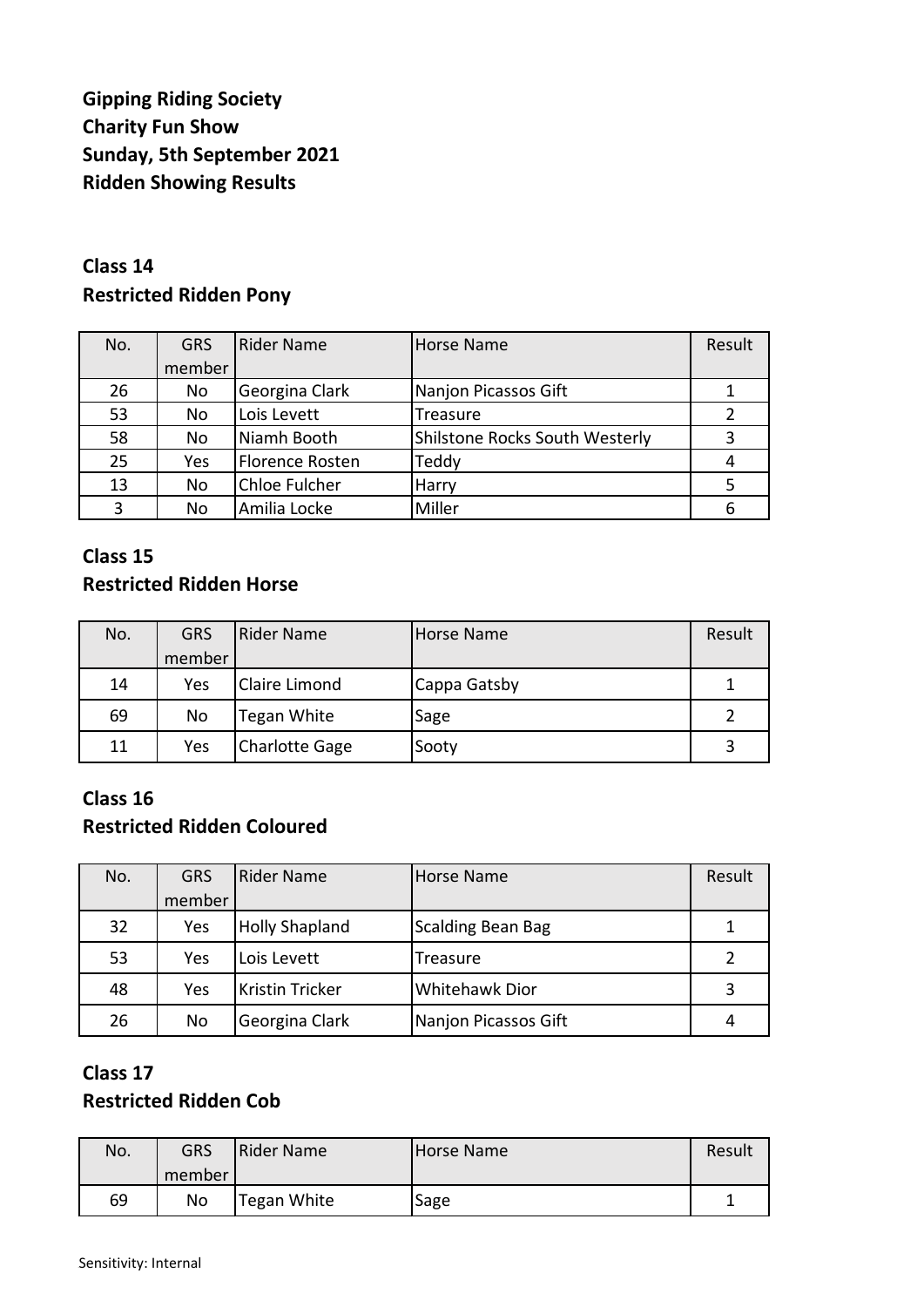**Gipping Riding Society**
**Charity Fun Show**
**Sunday, 5th September 2021**
**Ridden Showing Results**

## Class 14
## Restricted Ridden Pony

| No. | GRS member | Rider Name | Horse Name | Result |
|---|---|---|---|---|
| 26 | No | Georgina Clark | Nanjon Picassos Gift | 1 |
| 53 | No | Lois Levett | Treasure | 2 |
| 58 | No | Niamh Booth | Shilstone Rocks South Westerly | 3 |
| 25 | Yes | Florence Rosten | Teddy | 4 |
| 13 | No | Chloe Fulcher | Harry | 5 |
| 3 | No | Amilia Locke | Miller | 6 |

## Class 15
## Restricted Ridden Horse

| No. | GRS member | Rider Name | Horse Name | Result |
|---|---|---|---|---|
| 14 | Yes | Claire Limond | Cappa Gatsby | 1 |
| 69 | No | Tegan White | Sage | 2 |
| 11 | Yes | Charlotte Gage | Sooty | 3 |

## Class 16
## Restricted Ridden Coloured

| No. | GRS member | Rider Name | Horse Name | Result |
|---|---|---|---|---|
| 32 | Yes | Holly Shapland | Scalding Bean Bag | 1 |
| 53 | Yes | Lois Levett | Treasure | 2 |
| 48 | Yes | Kristin Tricker | Whitehawk Dior | 3 |
| 26 | No | Georgina Clark | Nanjon Picassos Gift | 4 |

## Class 17
## Restricted Ridden Cob

| No. | GRS member | Rider Name | Horse Name | Result |
|---|---|---|---|---|
| 69 | No | Tegan White | Sage | 1 |

Sensitivity: Internal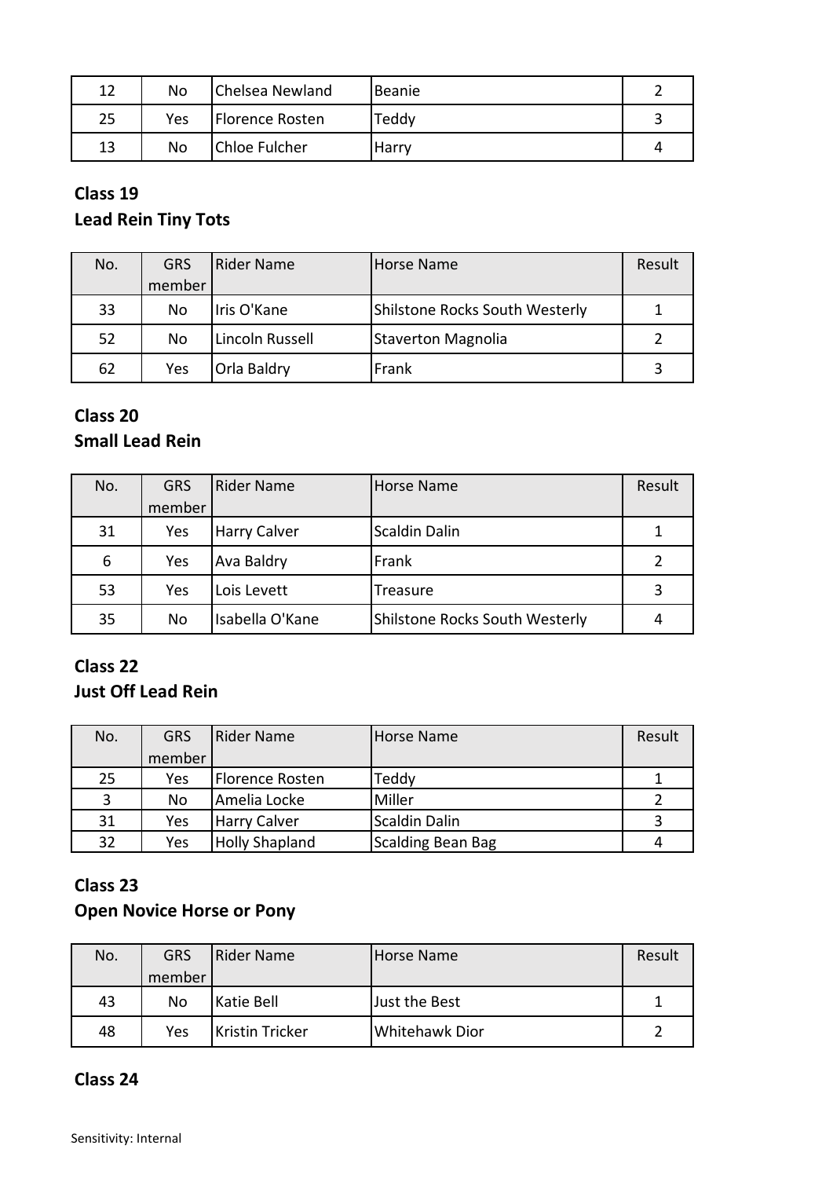| 12 | No | Chelsea Newland | Beanie | 2 |
|---|---|---|---|---|
| 25 | Yes | Florence Rosten | Teddy | 3 |
| 13 | No | Chloe Fulcher | Harry | 4 |

## Class 19
## Lead Rein Tiny Tots

| No. | GRS member | Rider Name | Horse Name | Result |
|---|---|---|---|---|
| 33 | No | Iris O'Kane | Shilstone Rocks South Westerly | 1 |
| 52 | No | Lincoln Russell | Staverton Magnolia | 2 |
| 62 | Yes | Orla Baldry | Frank | 3 |

## Class 20
## Small Lead Rein

| No. | GRS member | Rider Name | Horse Name | Result |
|---|---|---|---|---|
| 31 | Yes | Harry Calver | Scaldin Dalin | 1 |
| 6 | Yes | Ava Baldry | Frank | 2 |
| 53 | Yes | Lois Levett | Treasure | 3 |
| 35 | No | Isabella O'Kane | Shilstone Rocks South Westerly | 4 |

## Class 22
## Just Off Lead Rein

| No. | GRS member | Rider Name | Horse Name | Result |
|---|---|---|---|---|
| 25 | Yes | Florence Rosten | Teddy | 1 |
| 3 | No | Amelia Locke | Miller | 2 |
| 31 | Yes | Harry Calver | Scaldin Dalin | 3 |
| 32 | Yes | Holly Shapland | Scalding Bean Bag | 4 |

## Class 23
## Open Novice Horse or Pony

| No. | GRS member | Rider Name | Horse Name | Result |
|---|---|---|---|---|
| 43 | No | Katie Bell | Just the Best | 1 |
| 48 | Yes | Kristin Tricker | Whitehawk Dior | 2 |

## Class 24

Sensitivity: Internal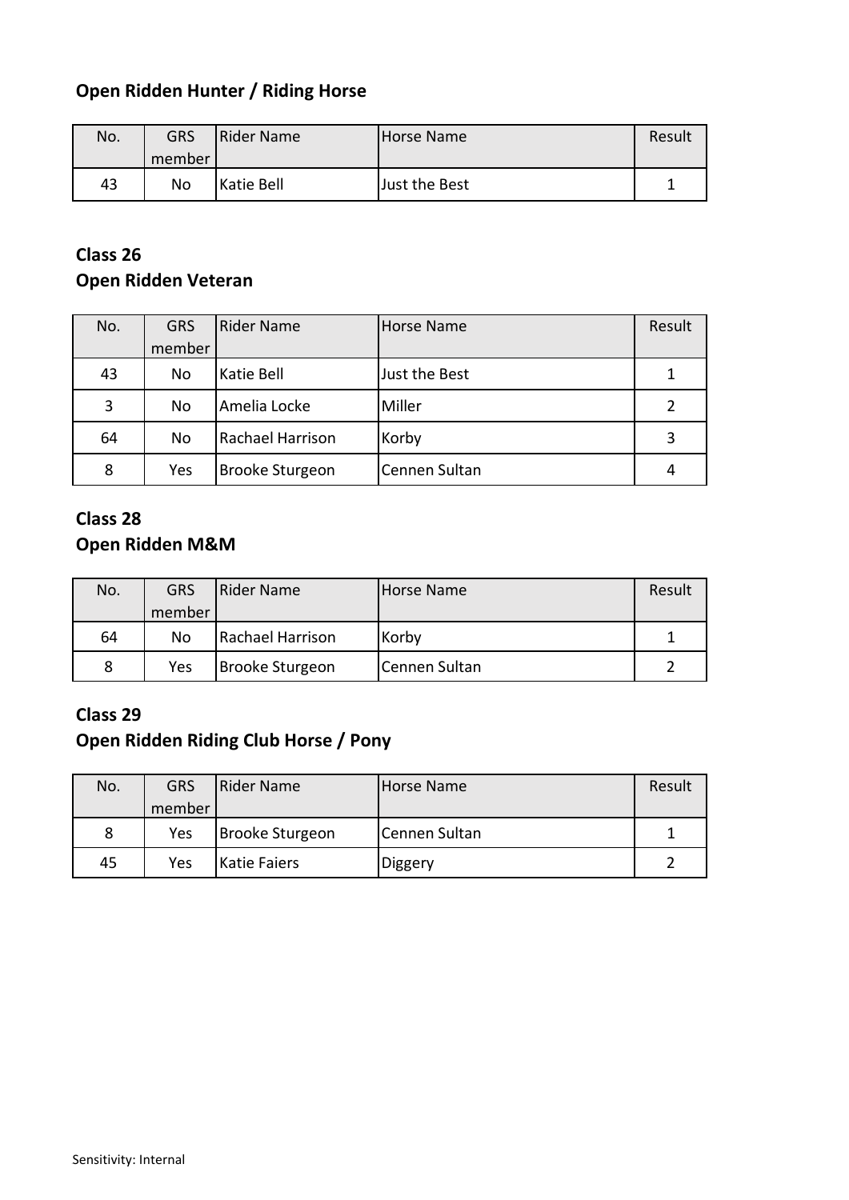## Open Ridden Hunter / Riding Horse

| No. | GRS member | Rider Name | Horse Name | Result |
|---|---|---|---|---|
| 43 | No | Katie Bell | Just the Best | 1 |

## Class 26
## Open Ridden Veteran

| No. | GRS member | Rider Name | Horse Name | Result |
|---|---|---|---|---|
| 43 | No | Katie Bell | Just the Best | 1 |
| 3 | No | Amelia Locke | Miller | 2 |
| 64 | No | Rachael Harrison | Korby | 3 |
| 8 | Yes | Brooke Sturgeon | Cennen Sultan | 4 |

## Class 28
## Open Ridden M&M

| No. | GRS member | Rider Name | Horse Name | Result |
|---|---|---|---|---|
| 64 | No | Rachael Harrison | Korby | 1 |
| 8 | Yes | Brooke Sturgeon | Cennen Sultan | 2 |

## Class 29
## Open Ridden Riding Club Horse / Pony

| No. | GRS member | Rider Name | Horse Name | Result |
|---|---|---|---|---|
| 8 | Yes | Brooke Sturgeon | Cennen Sultan | 1 |
| 45 | Yes | Katie Faiers | Diggery | 2 |